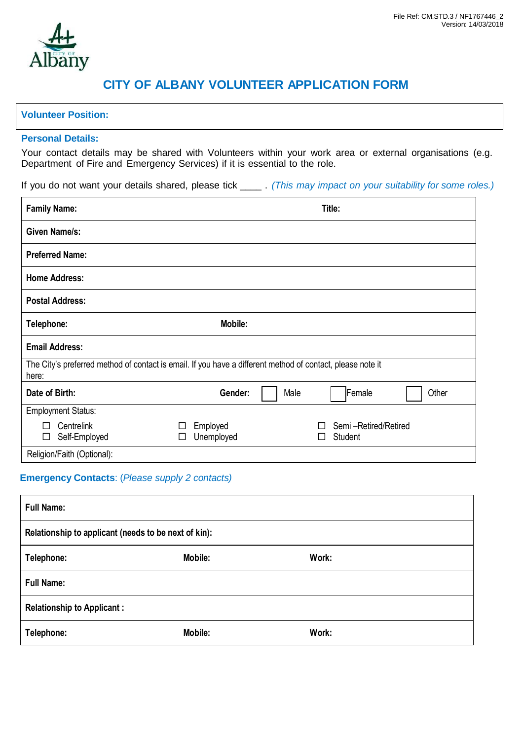File Ref: CM.STD.3 / NF1767446_2
Version: 14/03/2018

# CITY OF ALBANY VOLUNTEER APPLICATION FORM

| **Volunteer Position:** |
|---|

## Personal Details:

Your contact details may be shared with Volunteers within your work area or external organisations (e.g. Department of Fire and Emergency Services) if it is essential to the role.

If you do not want your details shared, please tick ____ . *(This may impact on your suitability for some roles.)*

| | | | |
|---|---|---|---|
| **Family Name:** | | **Title:** | |
| **Given Name/s:** | | | |
| **Preferred Name:** | | | |
| **Home Address:** | | | |
| **Postal Address:** | | | |
| **Telephone:** | **Mobile:** | | |
| **Email Address:** | | | |
| The City's preferred method of contact is email. If you have a different method of contact, please note it here: | | | |
| **Date of Birth:** | **Gender:** ☐ Male | ☐ Female | ☐ Other |
| Employment Status: ☐ Centrelink ☐ Self-Employed | ☐ Employed ☐ Unemployed | ☐ Semi –Retired/Retired ☐ Student | |
| Religion/Faith (Optional): | | | |

## Emergency Contacts: *(Please supply 2 contacts)*

| | | |
|---|---|---|
| **Full Name:** | | |
| **Relationship to applicant (needs to be next of kin):** | | |
| **Telephone:** | **Mobile:** | **Work:** |
| **Full Name:** | | |
| **Relationship to Applicant :** | | |
| **Telephone:** | **Mobile:** | **Work:** |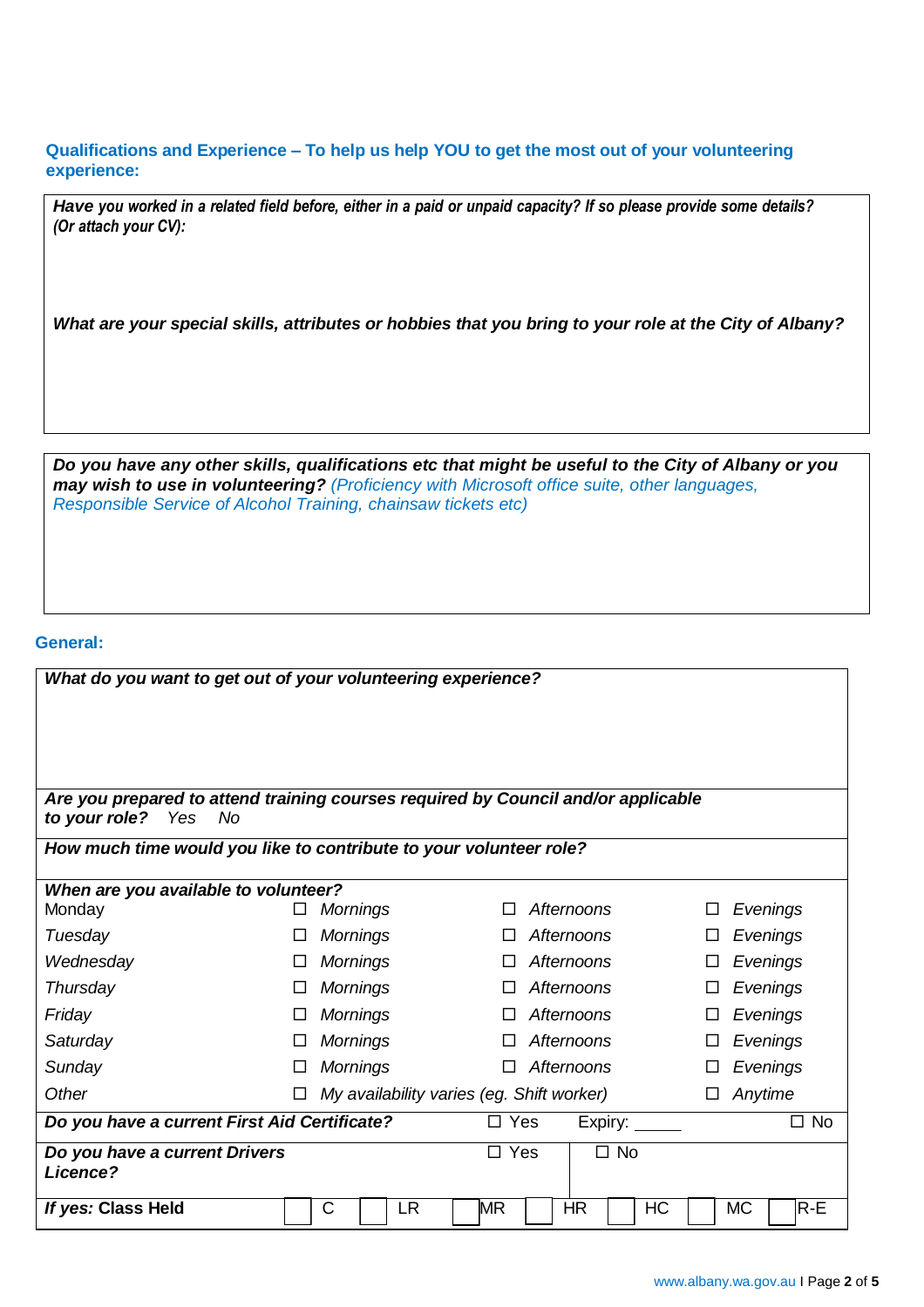### Qualifications and Experience – To help us help YOU to get the most out of your volunteering experience:

***Have you worked in a related field before, either in a paid or unpaid capacity? If so please provide some details? (Or attach your CV):***

***What are your special skills, attributes or hobbies that you bring to your role at the City of Albany?***

***Do you have any other skills, qualifications etc that might be useful to the City of Albany or you may wish to use in volunteering?*** *(Proficiency with Microsoft office suite, other languages, Responsible Service of Alcohol Training, chainsaw tickets etc)*

### General:

***What do you want to get out of your volunteering experience?***

***Are you prepared to attend training courses required by Council and/or applicable to your role?*** *Yes No*

***How much time would you like to contribute to your volunteer role?***

***When are you available to volunteer?***

| | | | |
|---|---|---|---|
| Monday | ☐ *Mornings* | ☐ *Afternoons* | ☐ *Evenings* |
| *Tuesday* | ☐ *Mornings* | ☐ *Afternoons* | ☐ *Evenings* |
| *Wednesday* | ☐ *Mornings* | ☐ *Afternoons* | ☐ *Evenings* |
| *Thursday* | ☐ *Mornings* | ☐ *Afternoons* | ☐ *Evenings* |
| *Friday* | ☐ *Mornings* | ☐ *Afternoons* | ☐ *Evenings* |
| *Saturday* | ☐ *Mornings* | ☐ *Afternoons* | ☐ *Evenings* |
| *Sunday* | ☐ *Mornings* | ☐ *Afternoons* | ☐ *Evenings* |
| *Other* | ☐ *My availability varies (eg. Shift worker)* | | ☐ *Anytime* |

***Do you have a current First Aid Certificate?*** ☐ Yes Expiry: _____ ☐ No

***Do you have a current Drivers Licence?*** ☐ Yes ☐ No

***If yes: Class Held*** ☐ C ☐ LR ☐ MR ☐ HR ☐ HC ☐ MC ☐ R-E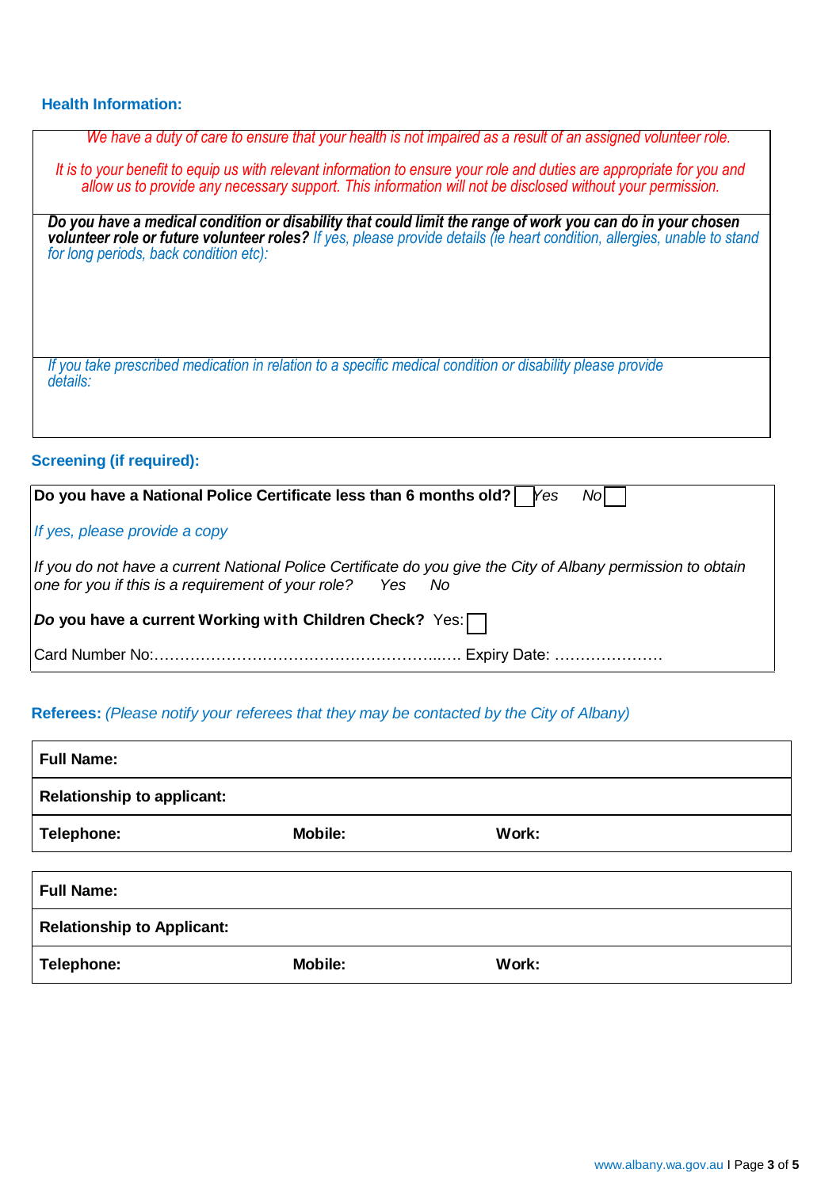## Health Information:

*We have a duty of care to ensure that your health is not impaired as a result of an assigned volunteer role.*

*It is to your benefit to equip us with relevant information to ensure your role and duties are appropriate for you and allow us to provide any necessary support. This information will not be disclosed without your permission.*

***Do you have a medical condition or disability that could limit the range of work you can do in your chosen volunteer role or future volunteer roles?*** *If yes, please provide details (ie heart condition, allergies, unable to stand for long periods, back condition etc):*

*If you take prescribed medication in relation to a specific medical condition or disability please provide details:*

## Screening (if required):

**Do you have a National Police Certificate less than 6 months old?** ☐ *Yes* *No* ☐

*If yes, please provide a copy*

*If you do not have a current National Police Certificate do you give the City of Albany permission to obtain one for you if this is a requirement of your role?* *Yes* *No*

***Do*** **you have a current Working with Children Check?** Yes: ☐

Card Number No:…………………………………………………..….. Expiry Date: …………………

## Referees: *(Please notify your referees that they may be contacted by the City of Albany)*

| **Full Name:** | | |
|---|---|---|
| **Relationship to applicant:** | | |
| **Telephone:** | **Mobile:** | **Work:** |

| **Full Name:** | | |
|---|---|---|
| **Relationship to Applicant:** | | |
| **Telephone:** | **Mobile:** | **Work:** |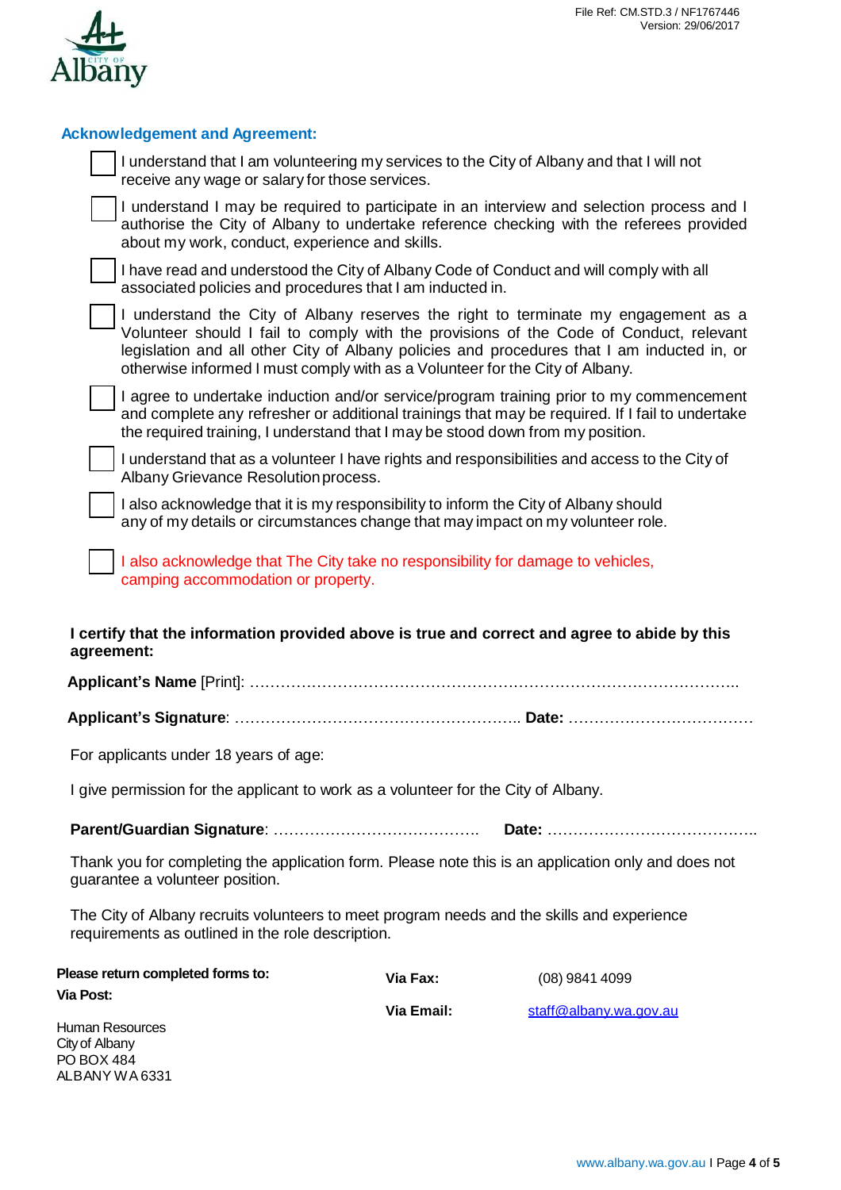File Ref: CM.STD.3 / NF1767446
Version: 29/06/2017

## Acknowledgement and Agreement:

- ☐ I understand that I am volunteering my services to the City of Albany and that I will not receive any wage or salary for those services.
- ☐ I understand I may be required to participate in an interview and selection process and I authorise the City of Albany to undertake reference checking with the referees provided about my work, conduct, experience and skills.
- ☐ I have read and understood the City of Albany Code of Conduct and will comply with all associated policies and procedures that I am inducted in.
- ☐ I understand the City of Albany reserves the right to terminate my engagement as a Volunteer should I fail to comply with the provisions of the Code of Conduct, relevant legislation and all other City of Albany policies and procedures that I am inducted in, or otherwise informed I must comply with as a Volunteer for the City of Albany.
- ☐ I agree to undertake induction and/or service/program training prior to my commencement and complete any refresher or additional trainings that may be required. If I fail to undertake the required training, I understand that I may be stood down from my position.
- ☐ I understand that as a volunteer I have rights and responsibilities and access to the City of Albany Grievance Resolution process.
- ☐ I also acknowledge that it is my responsibility to inform the City of Albany should any of my details or circumstances change that may impact on my volunteer role.
- ☐ I also acknowledge that The City take no responsibility for damage to vehicles, camping accommodation or property.

**I certify that the information provided above is true and correct and agree to abide by this agreement:**

**Applicant's Name** [Print]: ……………………………………………………………………………………

**Applicant's Signature**: ……………………………………………… **Date:** ………………………………

For applicants under 18 years of age:

I give permission for the applicant to work as a volunteer for the City of Albany.

**Parent/Guardian Signature**: …………………………………. **Date:** …………………………………..

Thank you for completing the application form. Please note this is an application only and does not guarantee a volunteer position.

The City of Albany recruits volunteers to meet program needs and the skills and experience requirements as outlined in the role description.

**Please return completed forms to:**

**Via Post:**

Human Resources
City of Albany
PO BOX 484
ALBANY WA 6331

**Via Fax:** (08) 9841 4099

**Via Email:** staff@albany.wa.gov.au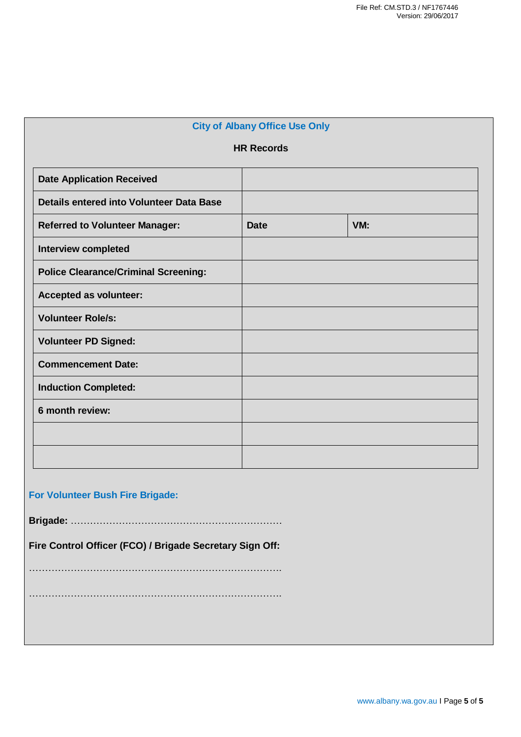## City of Albany Office Use Only

**HR Records**

| | | |
|---|---|---|
| **Date Application Received** | | |
| **Details entered into Volunteer Data Base** | | |
| **Referred to Volunteer Manager:** | **Date** | **VM:** |
| **Interview completed** | | |
| **Police Clearance/Criminal Screening:** | | |
| **Accepted as volunteer:** | | |
| **Volunteer Role/s:** | | |
| **Volunteer PD Signed:** | | |
| **Commencement Date:** | | |
| **Induction Completed:** | | |
| **6 month review:** | | |
| | | |
| | | |

### For Volunteer Bush Fire Brigade:

**Brigade:** ……………………………………………………………

**Fire Control Officer (FCO) / Brigade Secretary Sign Off:**

…………………………………………………………………….

…………………………………………………………………….